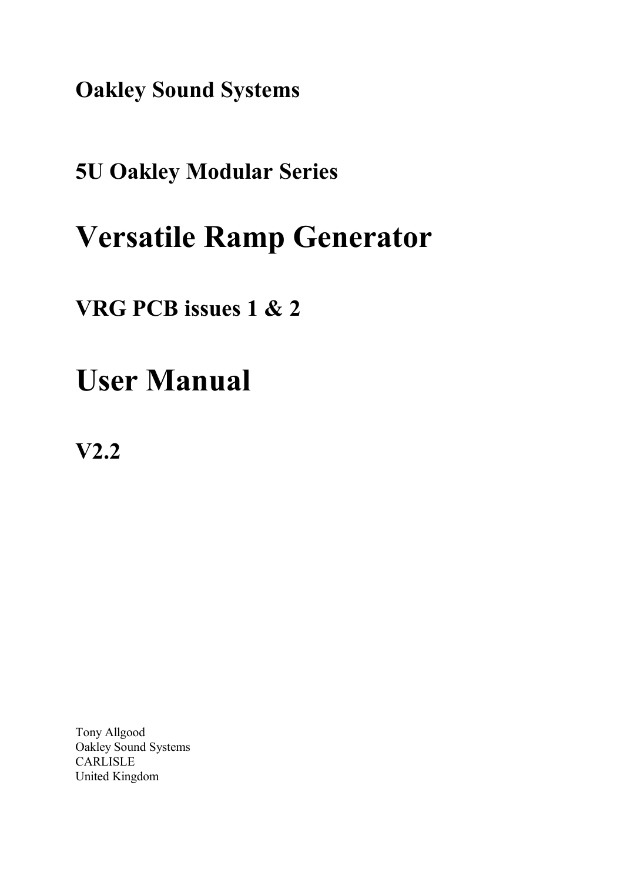**Oakley Sound Systems**

**5U Oakley Modular Series**

# Versatile Ramp Generator

**VRG PCB issues 1 & 2**

# User Manual

**V2.2**

Tony Allgood
Oakley Sound Systems
CARLISLE
United Kingdom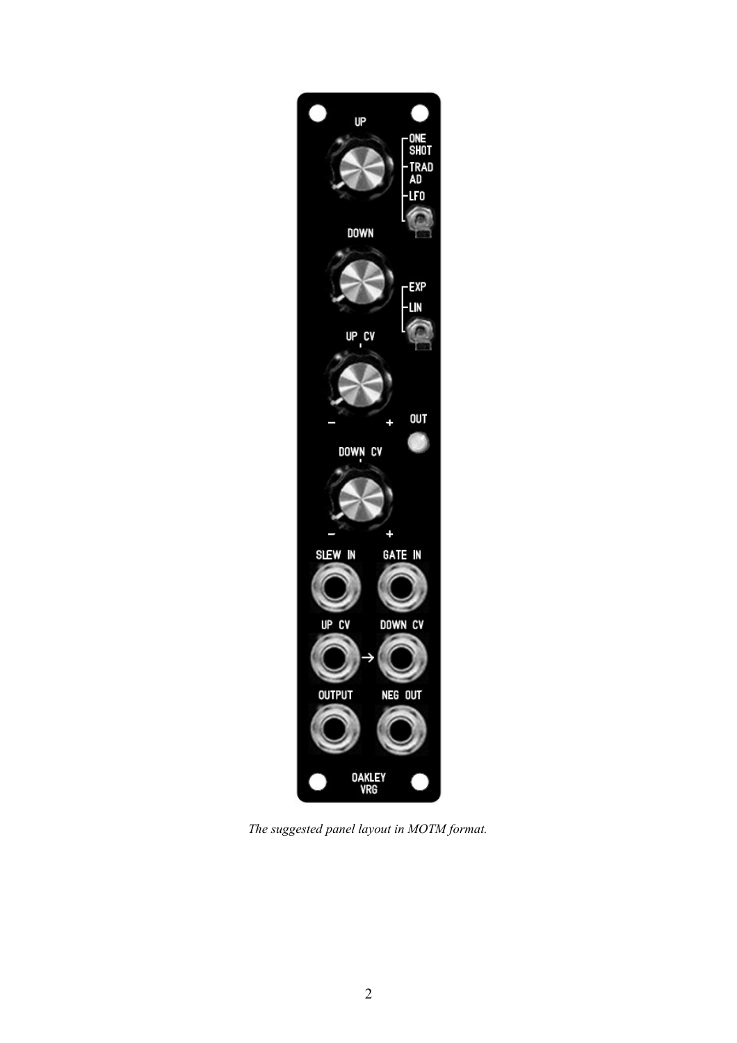*The suggested panel layout in MOTM format.*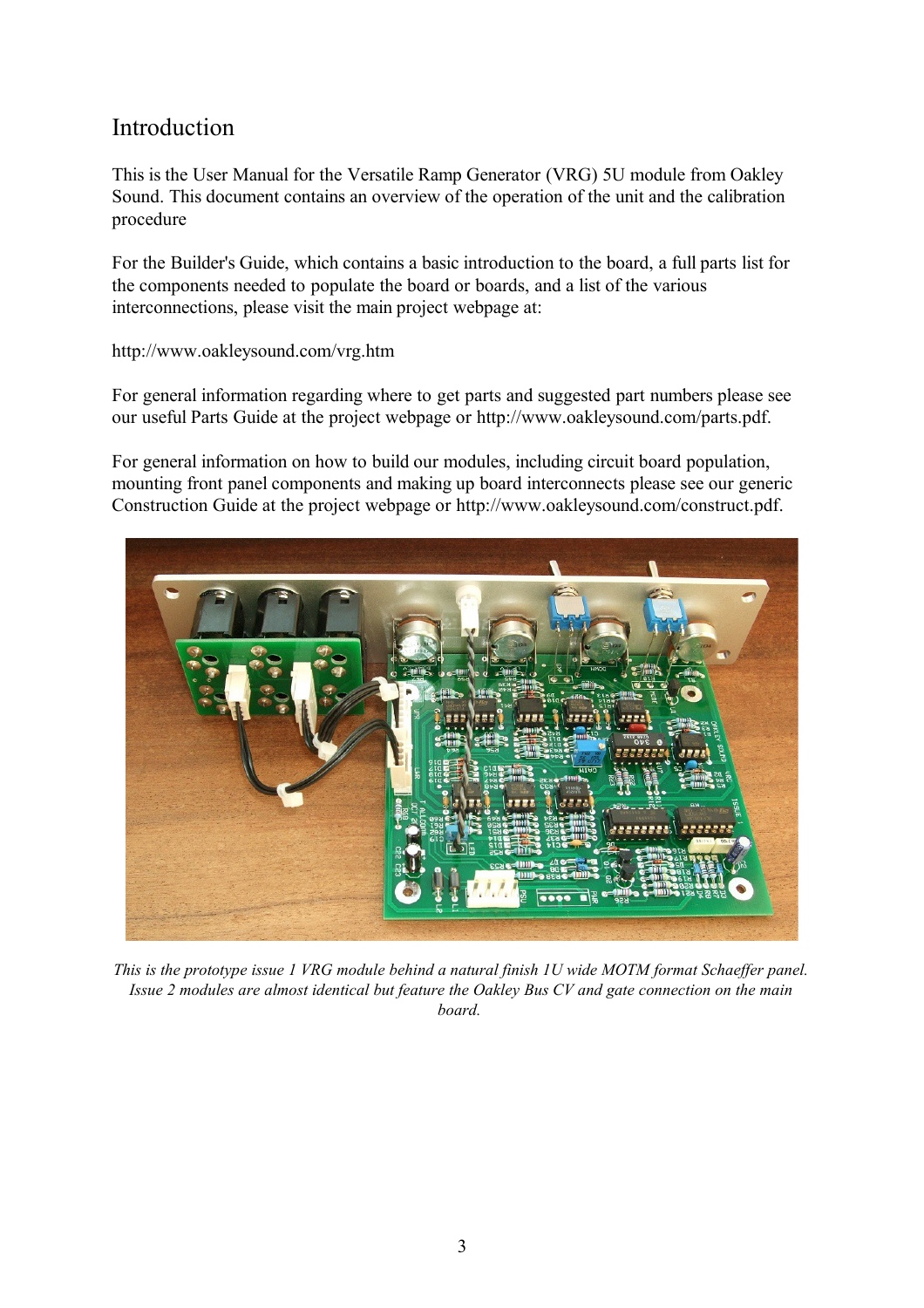# Introduction

This is the User Manual for the Versatile Ramp Generator (VRG) 5U module from Oakley Sound. This document contains an overview of the operation of the unit and the calibration procedure

For the Builder's Guide, which contains a basic introduction to the board, a full parts list for the components needed to populate the board or boards, and a list of the various interconnections, please visit the main project webpage at:

http://www.oakleysound.com/vrg.htm

For general information regarding where to get parts and suggested part numbers please see our useful Parts Guide at the project webpage or http://www.oakleysound.com/parts.pdf.

For general information on how to build our modules, including circuit board population, mounting front panel components and making up board interconnects please see our generic Construction Guide at the project webpage or http://www.oakleysound.com/construct.pdf.

*This is the prototype issue 1 VRG module behind a natural finish 1U wide MOTM format Schaeffer panel. Issue 2 modules are almost identical but feature the Oakley Bus CV and gate connection on the main board.*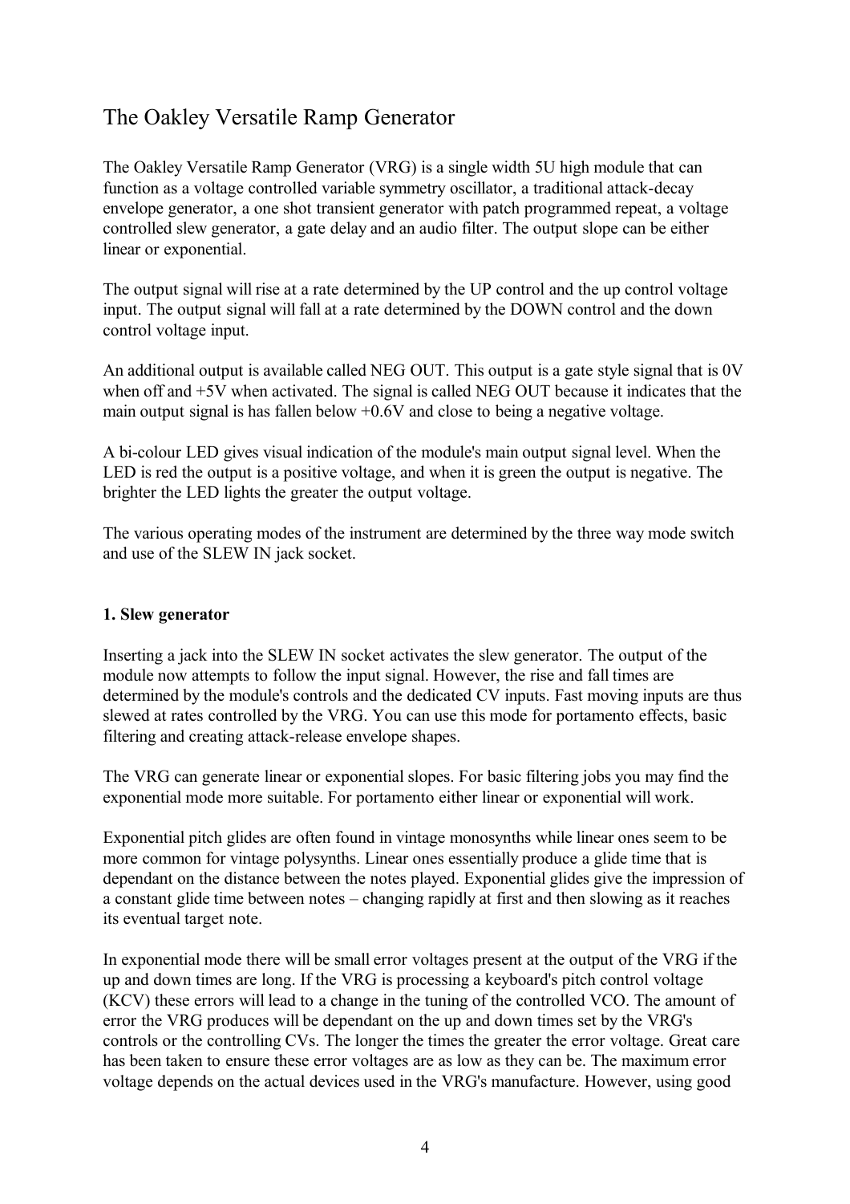# The Oakley Versatile Ramp Generator

The Oakley Versatile Ramp Generator (VRG) is a single width 5U high module that can function as a voltage controlled variable symmetry oscillator, a traditional attack-decay envelope generator, a one shot transient generator with patch programmed repeat, a voltage controlled slew generator, a gate delay and an audio filter. The output slope can be either linear or exponential.

The output signal will rise at a rate determined by the UP control and the up control voltage input. The output signal will fall at a rate determined by the DOWN control and the down control voltage input.

An additional output is available called NEG OUT. This output is a gate style signal that is 0V when off and +5V when activated. The signal is called NEG OUT because it indicates that the main output signal is has fallen below +0.6V and close to being a negative voltage.

A bi-colour LED gives visual indication of the module's main output signal level. When the LED is red the output is a positive voltage, and when it is green the output is negative. The brighter the LED lights the greater the output voltage.

The various operating modes of the instrument are determined by the three way mode switch and use of the SLEW IN jack socket.

**1. Slew generator**

Inserting a jack into the SLEW IN socket activates the slew generator. The output of the module now attempts to follow the input signal. However, the rise and fall times are determined by the module's controls and the dedicated CV inputs. Fast moving inputs are thus slewed at rates controlled by the VRG. You can use this mode for portamento effects, basic filtering and creating attack-release envelope shapes.

The VRG can generate linear or exponential slopes. For basic filtering jobs you may find the exponential mode more suitable. For portamento either linear or exponential will work.

Exponential pitch glides are often found in vintage monosynths while linear ones seem to be more common for vintage polysynths. Linear ones essentially produce a glide time that is dependant on the distance between the notes played. Exponential glides give the impression of a constant glide time between notes – changing rapidly at first and then slowing as it reaches its eventual target note.

In exponential mode there will be small error voltages present at the output of the VRG if the up and down times are long. If the VRG is processing a keyboard's pitch control voltage (KCV) these errors will lead to a change in the tuning of the controlled VCO. The amount of error the VRG produces will be dependant on the up and down times set by the VRG's controls or the controlling CVs. The longer the times the greater the error voltage. Great care has been taken to ensure these error voltages are as low as they can be. The maximum error voltage depends on the actual devices used in the VRG's manufacture. However, using good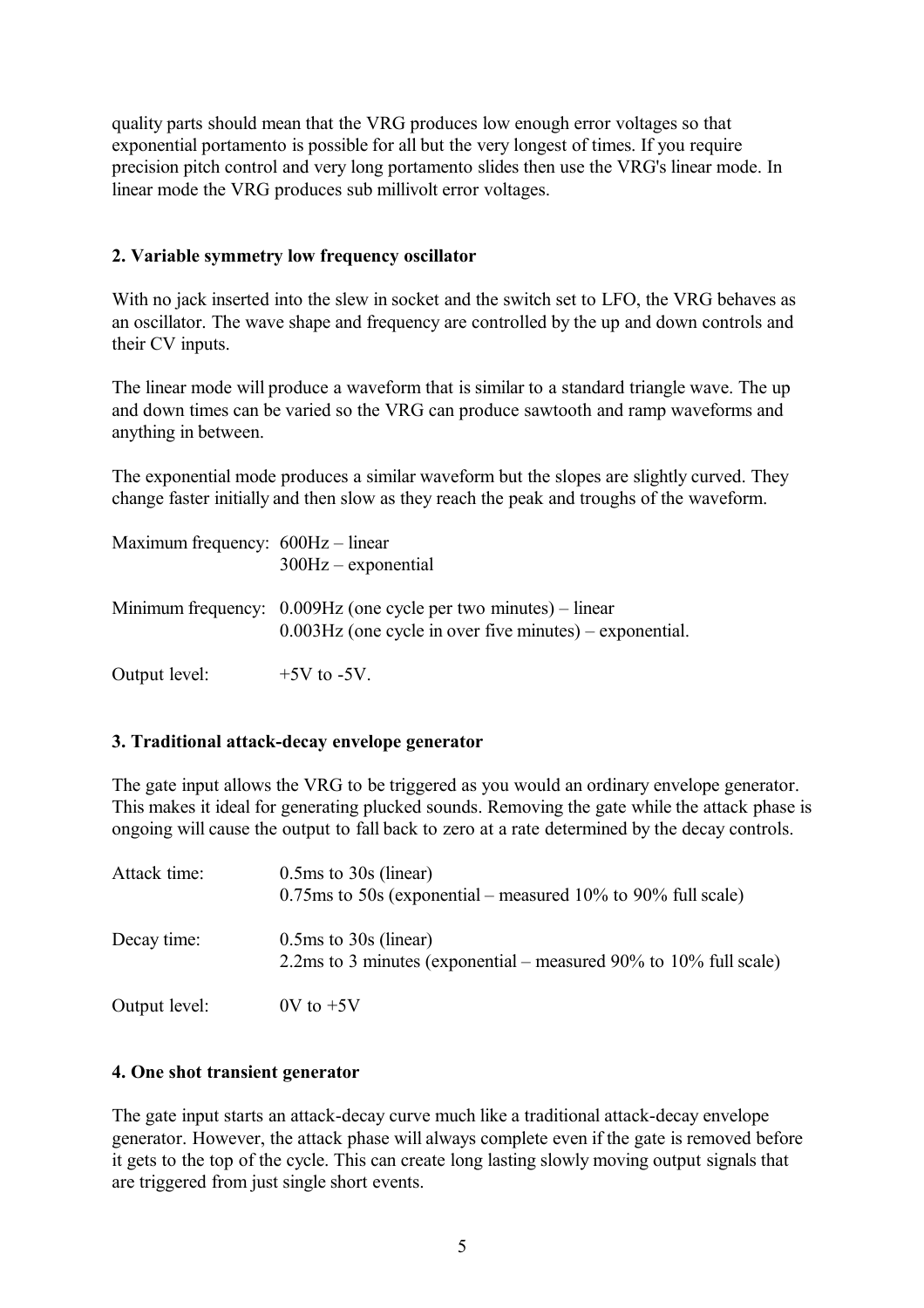quality parts should mean that the VRG produces low enough error voltages so that exponential portamento is possible for all but the very longest of times. If you require precision pitch control and very long portamento slides then use the VRG's linear mode. In linear mode the VRG produces sub millivolt error voltages.

**2. Variable symmetry low frequency oscillator**

With no jack inserted into the slew in socket and the switch set to LFO, the VRG behaves as an oscillator. The wave shape and frequency are controlled by the up and down controls and their CV inputs.

The linear mode will produce a waveform that is similar to a standard triangle wave. The up and down times can be varied so the VRG can produce sawtooth and ramp waveforms and anything in between.

The exponential mode produces a similar waveform but the slopes are slightly curved. They change faster initially and then slow as they reach the peak and troughs of the waveform.

| | |
|---|---|
| Maximum frequency: | 600Hz – linear<br>300Hz – exponential |
| Minimum frequency: | 0.009Hz (one cycle per two minutes) – linear<br>0.003Hz (one cycle in over five minutes) – exponential. |
| Output level: | +5V to -5V. |

**3. Traditional attack-decay envelope generator**

The gate input allows the VRG to be triggered as you would an ordinary envelope generator. This makes it ideal for generating plucked sounds. Removing the gate while the attack phase is ongoing will cause the output to fall back to zero at a rate determined by the decay controls.

| | |
|---|---|
| Attack time: | 0.5ms to 30s (linear)<br>0.75ms to 50s (exponential – measured 10% to 90% full scale) |
| Decay time: | 0.5ms to 30s (linear)<br>2.2ms to 3 minutes (exponential – measured 90% to 10% full scale) |
| Output level: | 0V to +5V |

**4. One shot transient generator**

The gate input starts an attack-decay curve much like a traditional attack-decay envelope generator. However, the attack phase will always complete even if the gate is removed before it gets to the top of the cycle. This can create long lasting slowly moving output signals that are triggered from just single short events.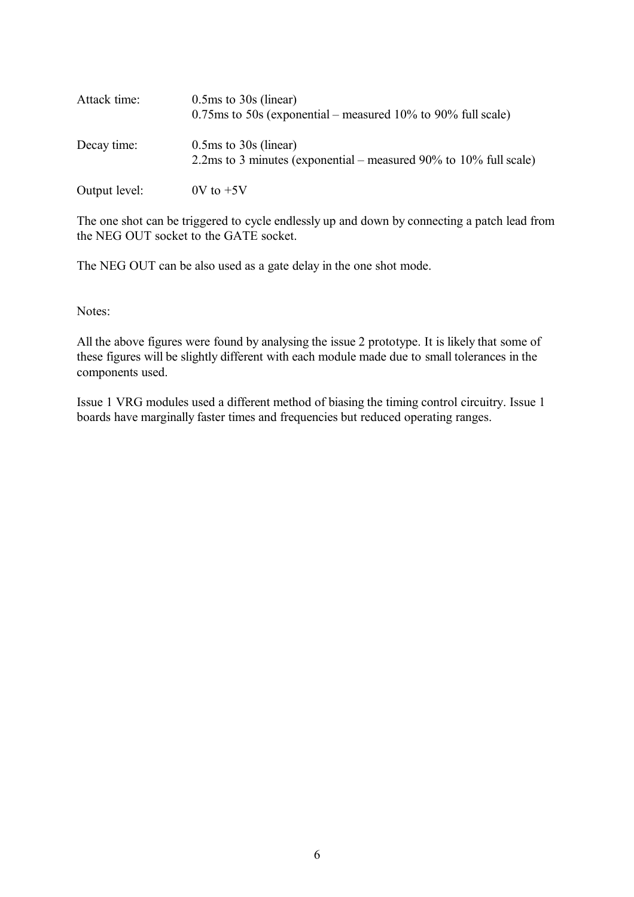| | |
|---|---|
| Attack time: | 0.5ms to 30s (linear)<br>0.75ms to 50s (exponential – measured 10% to 90% full scale) |
| Decay time: | 0.5ms to 30s (linear)<br>2.2ms to 3 minutes (exponential – measured 90% to 10% full scale) |
| Output level: | 0V to +5V |

The one shot can be triggered to cycle endlessly up and down by connecting a patch lead from the NEG OUT socket to the GATE socket.

The NEG OUT can be also used as a gate delay in the one shot mode.

Notes:

All the above figures were found by analysing the issue 2 prototype. It is likely that some of these figures will be slightly different with each module made due to small tolerances in the components used.

Issue 1 VRG modules used a different method of biasing the timing control circuitry. Issue 1 boards have marginally faster times and frequencies but reduced operating ranges.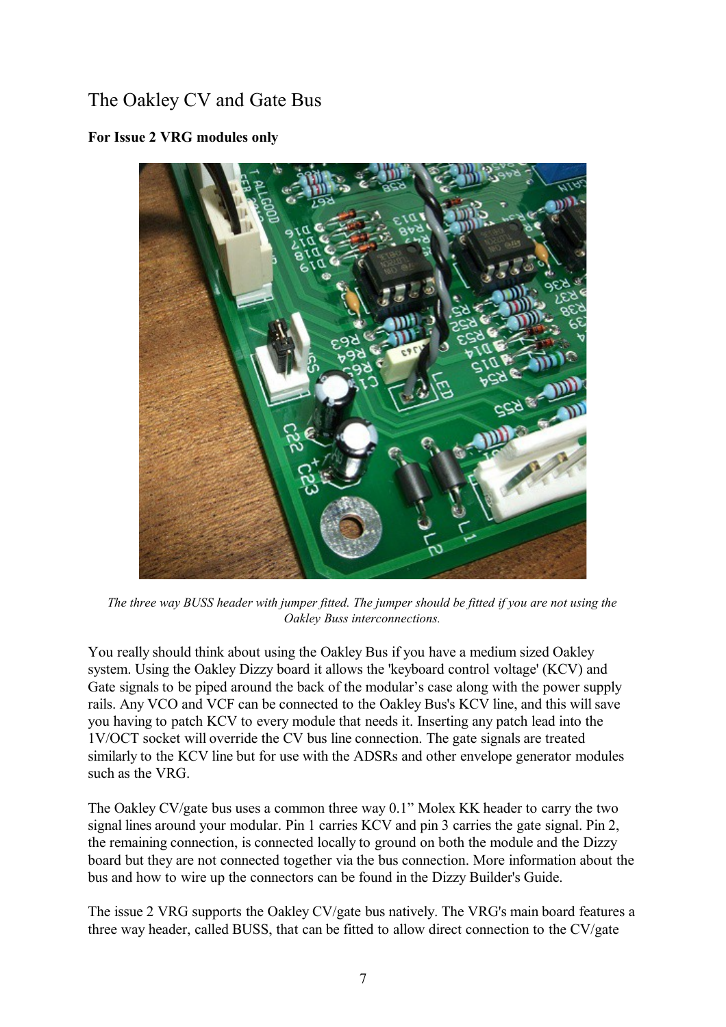## The Oakley CV and Gate Bus

**For Issue 2 VRG modules only**

*The three way BUSS header with jumper fitted. The jumper should be fitted if you are not using the Oakley Buss interconnections.*

You really should think about using the Oakley Bus if you have a medium sized Oakley system. Using the Oakley Dizzy board it allows the 'keyboard control voltage' (KCV) and Gate signals to be piped around the back of the modular's case along with the power supply rails. Any VCO and VCF can be connected to the Oakley Bus's KCV line, and this will save you having to patch KCV to every module that needs it. Inserting any patch lead into the 1V/OCT socket will override the CV bus line connection. The gate signals are treated similarly to the KCV line but for use with the ADSRs and other envelope generator modules such as the VRG.

The Oakley CV/gate bus uses a common three way 0.1" Molex KK header to carry the two signal lines around your modular. Pin 1 carries KCV and pin 3 carries the gate signal. Pin 2, the remaining connection, is connected locally to ground on both the module and the Dizzy board but they are not connected together via the bus connection. More information about the bus and how to wire up the connectors can be found in the Dizzy Builder's Guide.

The issue 2 VRG supports the Oakley CV/gate bus natively. The VRG's main board features a three way header, called BUSS, that can be fitted to allow direct connection to the CV/gate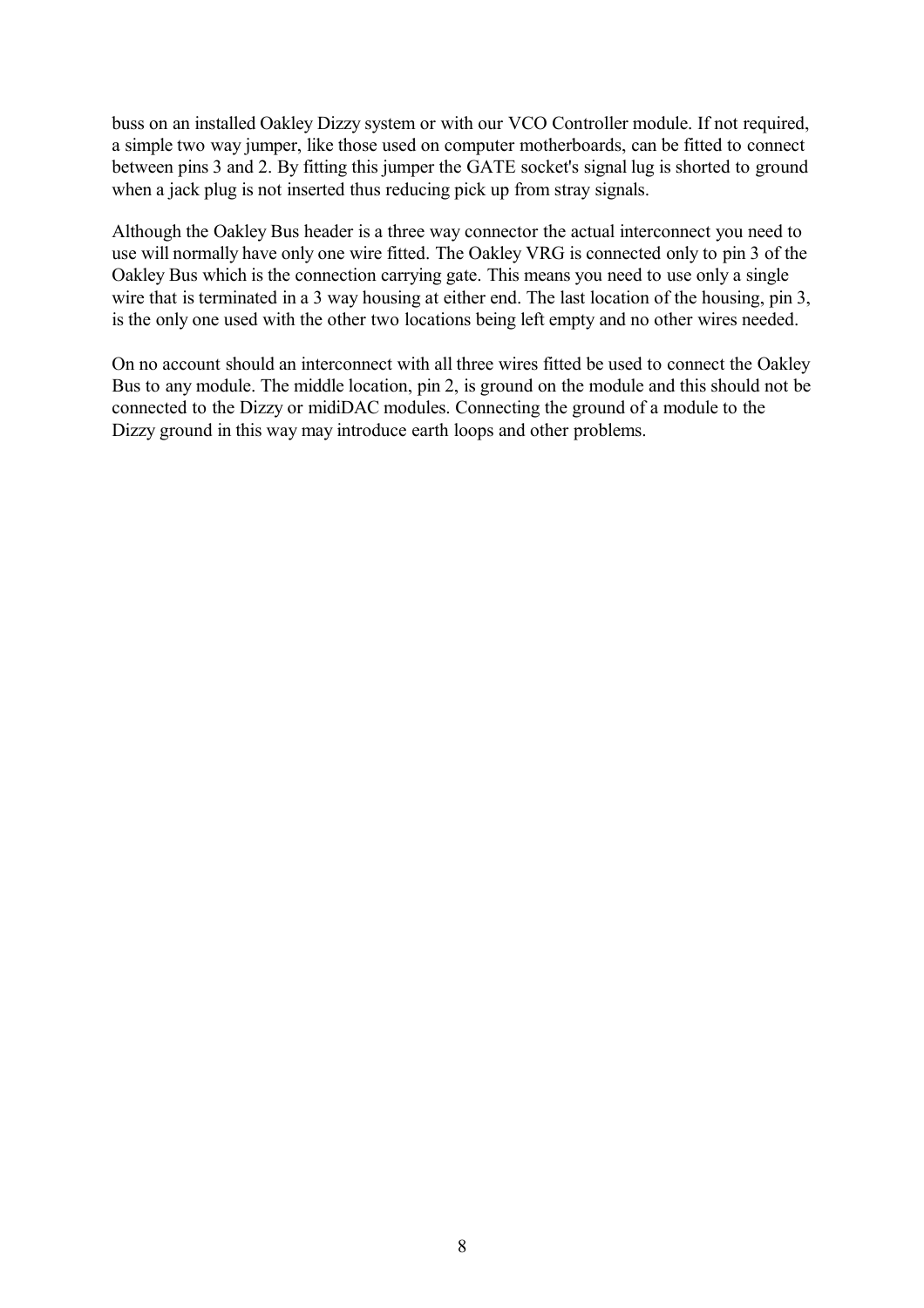buss on an installed Oakley Dizzy system or with our VCO Controller module. If not required, a simple two way jumper, like those used on computer motherboards, can be fitted to connect between pins 3 and 2. By fitting this jumper the GATE socket's signal lug is shorted to ground when a jack plug is not inserted thus reducing pick up from stray signals.

Although the Oakley Bus header is a three way connector the actual interconnect you need to use will normally have only one wire fitted. The Oakley VRG is connected only to pin 3 of the Oakley Bus which is the connection carrying gate. This means you need to use only a single wire that is terminated in a 3 way housing at either end. The last location of the housing, pin 3, is the only one used with the other two locations being left empty and no other wires needed.

On no account should an interconnect with all three wires fitted be used to connect the Oakley Bus to any module. The middle location, pin 2, is ground on the module and this should not be connected to the Dizzy or midiDAC modules. Connecting the ground of a module to the Dizzy ground in this way may introduce earth loops and other problems.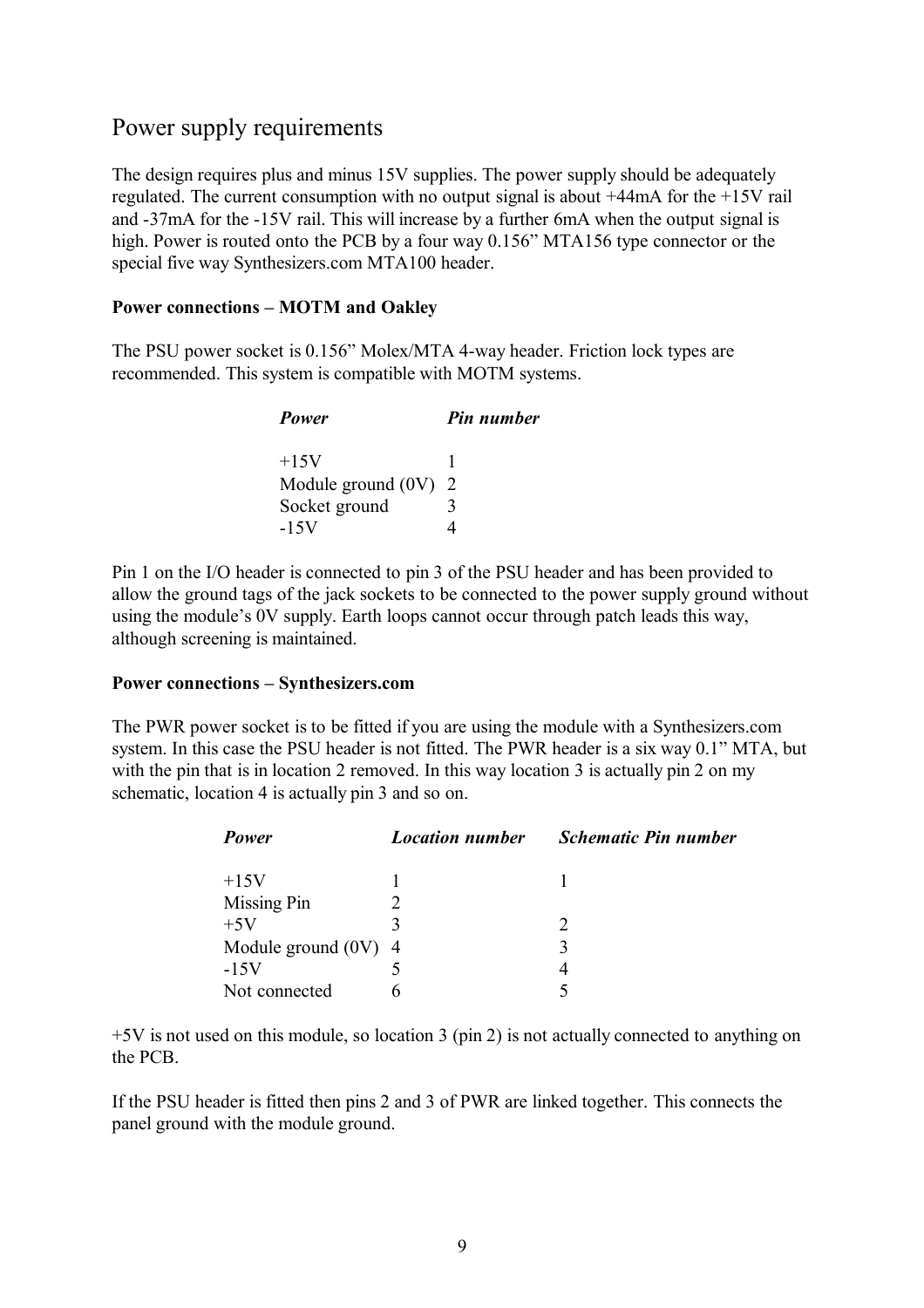## Power supply requirements

The design requires plus and minus 15V supplies. The power supply should be adequately regulated. The current consumption with no output signal is about +44mA for the +15V rail and -37mA for the -15V rail. This will increase by a further 6mA when the output signal is high. Power is routed onto the PCB by a four way 0.156" MTA156 type connector or the special five way Synthesizers.com MTA100 header.

**Power connections – MOTM and Oakley**

The PSU power socket is 0.156" Molex/MTA 4-way header. Friction lock types are recommended. This system is compatible with MOTM systems.

| *Power* | *Pin number* |
|---|---|
| +15V | 1 |
| Module ground (0V) | 2 |
| Socket ground | 3 |
| -15V | 4 |

Pin 1 on the I/O header is connected to pin 3 of the PSU header and has been provided to allow the ground tags of the jack sockets to be connected to the power supply ground without using the module's 0V supply. Earth loops cannot occur through patch leads this way, although screening is maintained.

**Power connections – Synthesizers.com**

The PWR power socket is to be fitted if you are using the module with a Synthesizers.com system. In this case the PSU header is not fitted. The PWR header is a six way 0.1" MTA, but with the pin that is in location 2 removed. In this way location 3 is actually pin 2 on my schematic, location 4 is actually pin 3 and so on.

| *Power* | *Location number* | *Schematic Pin number* |
|---|---|---|
| +15V | 1 | 1 |
| Missing Pin | 2 | |
| +5V | 3 | 2 |
| Module ground (0V) | 4 | 3 |
| -15V | 5 | 4 |
| Not connected | 6 | 5 |

+5V is not used on this module, so location 3 (pin 2) is not actually connected to anything on the PCB.

If the PSU header is fitted then pins 2 and 3 of PWR are linked together. This connects the panel ground with the module ground.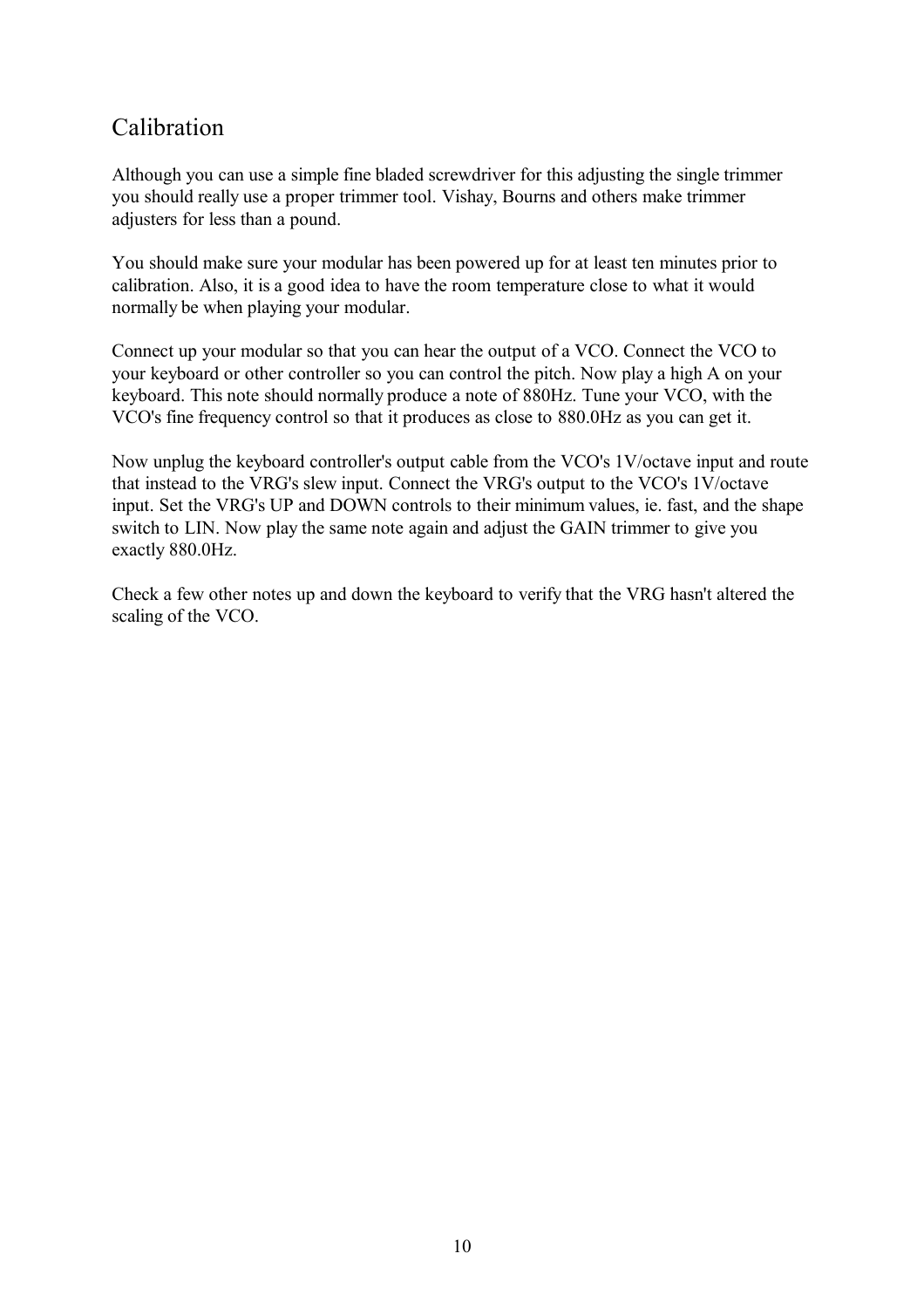## Calibration

Although you can use a simple fine bladed screwdriver for this adjusting the single trimmer you should really use a proper trimmer tool. Vishay, Bourns and others make trimmer adjusters for less than a pound.

You should make sure your modular has been powered up for at least ten minutes prior to calibration. Also, it is a good idea to have the room temperature close to what it would normally be when playing your modular.

Connect up your modular so that you can hear the output of a VCO. Connect the VCO to your keyboard or other controller so you can control the pitch. Now play a high A on your keyboard. This note should normally produce a note of 880Hz. Tune your VCO, with the VCO's fine frequency control so that it produces as close to 880.0Hz as you can get it.

Now unplug the keyboard controller's output cable from the VCO's 1V/octave input and route that instead to the VRG's slew input. Connect the VRG's output to the VCO's 1V/octave input. Set the VRG's UP and DOWN controls to their minimum values, ie. fast, and the shape switch to LIN. Now play the same note again and adjust the GAIN trimmer to give you exactly 880.0Hz.

Check a few other notes up and down the keyboard to verify that the VRG hasn't altered the scaling of the VCO.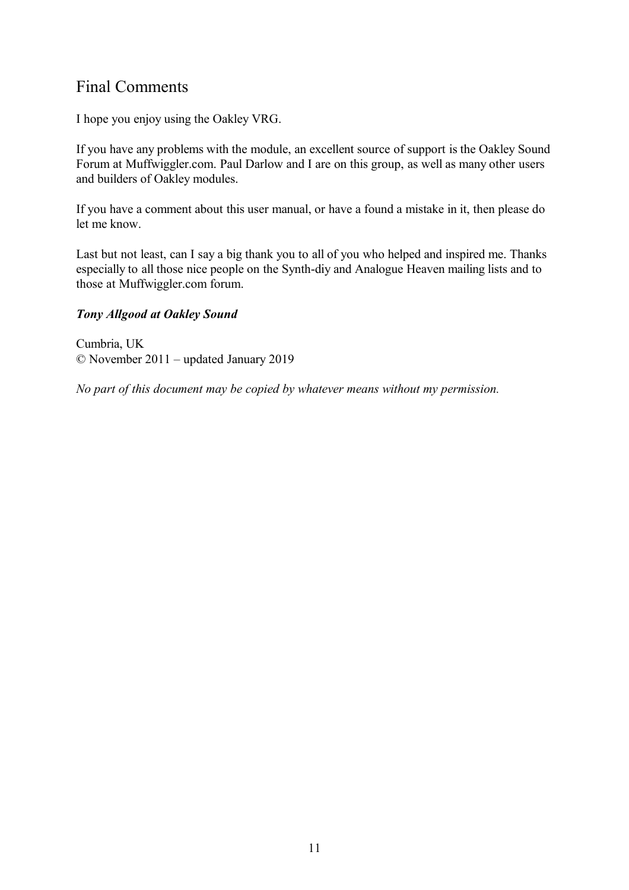## Final Comments

I hope you enjoy using the Oakley VRG.

If you have any problems with the module, an excellent source of support is the Oakley Sound Forum at Muffwiggler.com. Paul Darlow and I are on this group, as well as many other users and builders of Oakley modules.

If you have a comment about this user manual, or have a found a mistake in it, then please do let me know.

Last but not least, can I say a big thank you to all of you who helped and inspired me. Thanks especially to all those nice people on the Synth-diy and Analogue Heaven mailing lists and to those at Muffwiggler.com forum.

***Tony Allgood at Oakley Sound***

Cumbria, UK
© November 2011 – updated January 2019

*No part of this document may be copied by whatever means without my permission.*